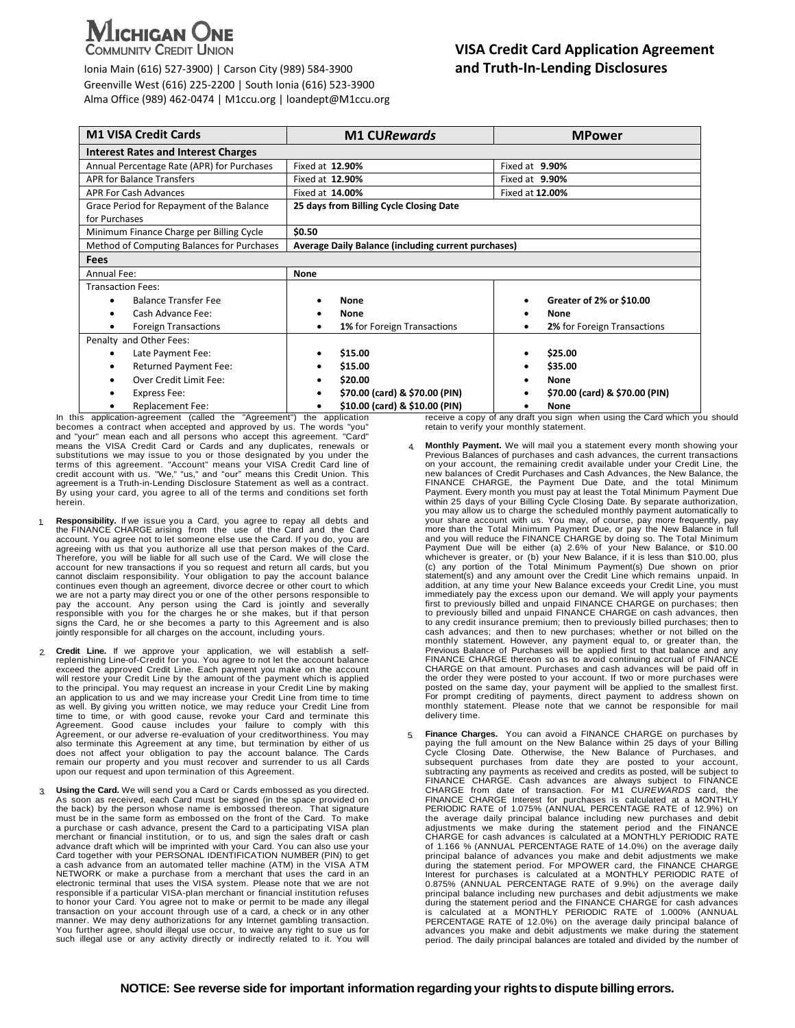# Michigan One Community Credit Union

Ionia Main (616) 527-3900) | Carson City (989) 584-3900
Greenville West (616) 225-2200 | South Ionia (616) 523-3900
Alma Office (989) 462-0474 | M1ccu.org | loandept@M1ccu.org

## VISA Credit Card Application Agreement and Truth-In-Lending Disclosures

| M1 VISA Credit Cards | M1 CU*Rewards* | MPower |
|---|---|---|
| **Interest Rates and Interest Charges** | | |
| Annual Percentage Rate (APR) for Purchases | Fixed at **12.90%** | Fixed at **9.90%** |
| APR for Balance Transfers | Fixed at **12.90%** | Fixed at **9.90%** |
| APR For Cash Advances | Fixed at **14.00%** | Fixed at **12.00%** |
| Grace Period for Repayment of the Balance for Purchases | **25 days from Billing Cycle Closing Date** | |
| Minimum Finance Charge per Billing Cycle | **$0.50** | |
| Method of Computing Balances for Purchases | **Average Daily Balance (including current purchases)** | |
| **Fees** | | |
| Annual Fee: | **None** | |
| Transaction Fees: | | |
| • Balance Transfer Fee | • **None** | • **Greater of 2% or $10.00** |
| • Cash Advance Fee: | • **None** | • **None** |
| • Foreign Transactions | • **1%** for Foreign Transactions | • **2%** for Foreign Transactions |
| Penalty and Other Fees: | | |
| • Late Payment Fee: | • **$15.00** | • **$25.00** |
| • Returned Payment Fee: | • **$15.00** | • **$35.00** |
| • Over Credit Limit Fee: | • **$20.00** | • **None** |
| • Express Fee: | • **$70.00 (card) & $70.00 (PIN)** | • **$70.00 (card) & $70.00 (PIN)** |
| • Replacement Fee: | • **$10.00 (card) & $10.00 (PIN)** | • **None** |

In this application-agreement (called the "Agreement") the application becomes a contract when accepted and approved by us. The words "you" and "your" mean each and all persons who accept this agreement. "Card" means the VISA Credit Card or Cards and any duplicates, renewals or substitutions we may issue to you or those designated by you under the terms of this agreement. "Account" means your VISA Credit Card line of credit account with us. "We," "us," and "our" means this Credit Union. This agreement is a Truth-in-Lending Disclosure Statement as well as a contract. By using your card, you agree to all of the terms and conditions set forth herein.

1. **Responsibility.** If we issue you a Card, you agree to repay all debts and the FINANCE CHARGE arising from the use of the Card and the Card account. You agree not to let someone else use the Card. If you do, you are agreeing with us that you authorize all use that person makes of the Card. Therefore, you will be liable for all such use of the Card. We will close the account for new transactions if you so request and return all cards, but you cannot disclaim responsibility. Your obligation to pay the account balance continues even though an agreement, divorce decree or other court to which we are not a party may direct you or one of the other persons responsible to pay the account. Any person using the Card is jointly and severally responsible with you for the charges he or she makes, but if that person signs the Card, he or she becomes a party to this Agreement and is also jointly responsible for all charges on the account, including yours.

2. **Credit Line.** If we approve your application, we will establish a self-replenishing Line-of-Credit for you. You agree to not let the account balance exceed the approved Credit Line. Each payment you make on the account will restore your Credit Line by the amount of the payment which is applied to the principal. You may request an increase in your Credit Line by making an application to us and we may increase your Credit Line from time to time as well. By giving you written notice, we may reduce your Credit Line from time to time, or with good cause, revoke your Card and terminate this Agreement. Good cause includes your failure to comply with this Agreement, or our adverse re-evaluation of your creditworthiness. You may also terminate this Agreement at any time, but termination by either of us does not affect your obligation to pay the account balance. The Cards remain our property and you must recover and surrender to us all Cards upon our request and upon termination of this Agreement.

3. **Using the Card.** We will send you a Card or Cards embossed as you directed. As soon as received, each Card must be signed (in the space provided on the back) by the person whose name is embossed thereon. That signature must be in the same form as embossed on the front of the Card. To make a purchase or cash advance, present the Card to a participating VISA plan merchant or financial institution, or to us, and sign the sales draft or cash advance draft which will be imprinted with your Card. You can also use your Card together with your PERSONAL IDENTIFICATION NUMBER (PIN) to get a cash advance from an automated teller machine (ATM) in the VISA ATM NETWORK or make a purchase from a merchant that uses the card in an electronic terminal that uses the VISA system. Please note that we are not responsible if a particular VISA-plan merchant or financial institution refuses to honor your Card. You agree not to make or permit to be made any illegal transaction on your account through use of a card, a check or in any other manner. We may deny authorizations for any Internet gambling transaction. You further agree, should illegal use occur, to waive any right to sue us for such illegal use or any activity directly or indirectly related to it. You will receive a copy of any draft you sign when using the Card which you should retain to verify your monthly statement.

4. **Monthly Payment.** We will mail you a statement every month showing your Previous Balances of purchases and cash advances, the current transactions on your account, the remaining credit available under your Credit Line, the new balances of Credit Purchases and Cash Advances, the New Balance, the FINANCE CHARGE, the Payment Due Date, and the total Minimum Payment. Every month you must pay at least the Total Minimum Payment Due within 25 days of your Billing Cycle Closing Date. By separate authorization, you may allow us to charge the scheduled monthly payment automatically to your share account with us. You may, of course, pay more frequently, pay more than the Total Minimum Payment Due, or pay the New Balance in full and you will reduce the FINANCE CHARGE by doing so. The Total Minimum Payment Due will be either (a) 2.6% of your New Balance, or $10.00 whichever is greater, or (b) your New Balance, if it is less than $10.00, plus (c) any portion of the Total Minimum Payment(s) Due shown on prior statement(s) and any amount over the Credit Line which remains unpaid. In addition, at any time your New Balance exceeds your Credit Line, you must immediately pay the excess upon our demand. We will apply your payments first to previously billed and unpaid FINANCE CHARGE on purchases; then to previously billed and unpaid FINANCE CHARGE on cash advances, then to any credit insurance premium; then to previously billed purchases; then to cash advances; and then to new purchases; whether or not billed on the monthly statement. However, any payment equal to, or greater than, the Previous Balance of Purchases will be applied first to that balance and any FINANCE CHARGE thereon so as to avoid continuing accrual of FINANCE CHARGE on that amount. Purchases and cash advances will be paid off in the order they were posted to your account. If two or more purchases were posted on the same day, your payment will be applied to the smallest first. For prompt crediting of payments, direct payment to address shown on monthly statement. Please note that we cannot be responsible for mail delivery time.

5. **Finance Charges.** You can avoid a FINANCE CHARGE on purchases by paying the full amount on the New Balance within 25 days of your Billing Cycle Closing Date. Otherwise, the New Balance of Purchases, and subsequent purchases from date they are posted to your account, subtracting any payments as received and credits as posted, will be subject to FINANCE CHARGE. Cash advances are always subject to FINANCE CHARGE from date of transaction. For M1 CU*REWARDS* card, the FINANCE CHARGE Interest for purchases is calculated at a MONTHLY PERIODIC RATE of 1.075% (ANNUAL PERCENTAGE RATE of 12.9%) on the average daily principal balance including new purchases and debit adjustments we make during the statement period and the FINANCE CHARGE for cash advances is calculated at a MONTHLY PERIODIC RATE of 1.166 % (ANNUAL PERCENTAGE RATE of 14.0%) on the average daily principal balance of advances you make and debit adjustments we make during the statement period. For MPOWER card, the FINANCE CHARGE Interest for purchases is calculated at a MONTHLY PERIODIC RATE of 0.875% (ANNUAL PERCENTAGE RATE of 9.9%) on the average daily principal balance including new purchases and debit adjustments we make during the statement period and the FINANCE CHARGE for cash advances is calculated at a MONTHLY PERIODIC RATE of 1.000% (ANNUAL PERCENTAGE RATE of 12.0%) on the average daily principal balance of advances you make and debit adjustments we make during the statement period. The daily principal balances are totaled and divided by the number of

**NOTICE: See reverse side for important information regarding your rights to dispute billing errors.**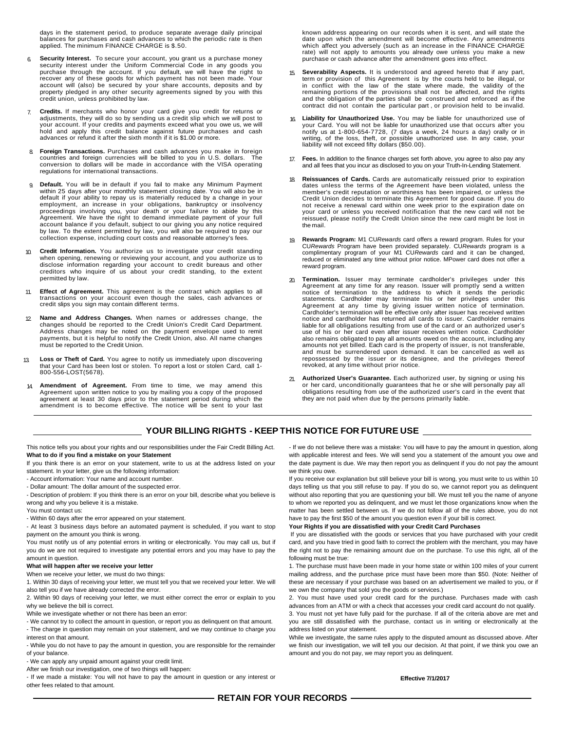days in the statement period, to produce separate average daily principal balances for purchases and cash advances to which the periodic rate is then applied. The minimum FINANCE CHARGE is $.50.

6. **Security Interest.** To secure your account, you grant us a purchase money security interest under the Uniform Commercial Code in any goods you purchase through the account. If you default, we will have the right to recover any of these goods for which payment has not been made. Your account will (also) be secured by your share accounts, deposits and by property pledged in any other security agreements signed by you with this credit union, unless prohibited by law.

7. **Credits.** If merchants who honor your card give you credit for returns or adjustments, they will do so by sending us a credit slip which we will post to your account. If your credits and payments exceed what you owe us, we will hold and apply this credit balance against future purchases and cash advances or refund it after the sixth month if it is $1.00 or more.

8. **Foreign Transactions.** Purchases and cash advances you make in foreign countries and foreign currencies will be billed to you in U.S. dollars. The conversion to dollars will be made in accordance with the VISA operating regulations for international transactions.

9. **Default.** You will be in default if you fail to make any Minimum Payment within 25 days after your monthly statement closing date. You will also be in default if your ability to repay us is materially reduced by a change in your employment, an increase in your obligations, bankruptcy or insolvency proceedings involving you, your death or your failure to abide by this Agreement. We have the right to demand immediate payment of your full account balance if you default, subject to our giving you any notice required by law. To the extent permitted by law, you will also be required to pay our collection expense, including court costs and reasonable attorney's fees.

10. **Credit Information.** You authorize us to investigate your credit standing when opening, renewing or reviewing your account, and you authorize us to disclose information regarding your account to credit bureaus and other creditors who inquire of us about your credit standing, to the extent permitted by law.

11. **Effect of Agreement.** This agreement is the contract which applies to all transactions on your account even though the sales, cash advances or credit slips you sign may contain different terms.

12. **Name and Address Changes.** When names or addresses change, the changes should be reported to the Credit Union's Credit Card Department. Address changes may be noted on the payment envelope used to remit payments, but it is helpful to notify the Credit Union, also. All name changes must be reported to the Credit Union.

13. **Loss or Theft of Card.** You agree to notify us immediately upon discovering that your Card has been lost or stolen. To report a lost or stolen Card, call 1-800-556-LOST(5678).

14. **Amendment of Agreement.** From time to time, we may amend this Agreement upon written notice to you by mailing you a copy of the proposed agreement at least 30 days prior to the statement period during which the amendment is to become effective. The notice will be sent to your last known address appearing on our records when it is sent, and will state the date upon which the amendment will become effective. Any amendments which affect you adversely (such as an increase in the FINANCE CHARGE rate) will not apply to amounts you already owe unless you make a new purchase or cash advance after the amendment goes into effect.

15. **Severability Aspects.** It is understood and agreed hereto that if any part, term or provision of this Agreement is by the courts held to be illegal, or in conflict with the law of the state where made, the validity of the remaining portions of the provisions shall not be affected, and the rights and the obligation of the parties shall be construed and enforced as if the contract did not contain the particular part , or provision held to be invalid.

16. **Liability for Unauthorized Use.** You may be liable for unauthorized use of your Card. You will not be liable for unauthorized use that occurs after you notify us at 1-800-654-7728, (7 days a week, 24 hours a day) orally or in writing, of the loss, theft, or possible unauthorized use. In any case, your liability will not exceed fifty dollars ($50.00).

17. **Fees.** In addition to the finance charges set forth above, you agree to also pay any and all fees that you incur as disclosed to you on your Truth-In-Lending Statement.

18. **Reissuances of Cards.** Cards are automatically reissued prior to expiration dates unless the terms of the Agreement have been violated, unless the member's credit reputation or worthiness has been impaired, or unless the Credit Union decides to terminate this Agreement for good cause. If you do not receive a renewal card within one week prior to the expiration date on your card or unless you received notification that the new card will not be reissued, please notify the Credit Union since the new card might be lost in the mail.

19. **Rewards Program:** M1 CU*Rewards* card offers a reward program. Rules for your CU*Rewards* Program have been provided separately. CU*Rewards* program is a complimentary program of your M1 CU*Rewards* card and it can be changed, reduced or eliminated any time without prior notice. MPower card does not offer a reward program.

20. **Termination.** Issuer may terminate cardholder's privileges under this Agreement at any time for any reason. Issuer will promptly send a written notice of termination to the address to which it sends the periodic statements. Cardholder may terminate his or her privileges under this Agreement at any time by giving issuer written notice of termination. Cardholder's termination will be effective only after issuer has received written notice and cardholder has returned all cards to issuer. Cardholder remains liable for all obligations resulting from use of the card or an authorized user's use of his or her card even after issuer receives written notice. Cardholder also remains obligated to pay all amounts owed on the account, including any amounts not yet billed. Each card is the property of issuer, is not transferable, and must be surrendered upon demand. It can be cancelled as well as repossessed by the issuer or its designee, and the privileges thereof revoked, at any time without prior notice.

21. **Authorized User's Guarantee.** Each authorized user, by signing or using his or her card, unconditionally guarantees that he or she will personally pay all obligations resulting from use of the authorized user's card in the event that they are not paid when due by the persons primarily liable.

## YOUR BILLING RIGHTS - KEEP THIS NOTICE FOR FUTURE USE

This notice tells you about your rights and our responsibilities under the Fair Credit Billing Act.

**What to do if you find a mistake on your Statement**

If you think there is an error on your statement, write to us at the address listed on your statement. In your letter, give us the following information:

- Account information: Your name and account number.
- Dollar amount: The dollar amount of the suspected error.
- Description of problem: If you think there is an error on your bill, describe what you believe is wrong and why you believe it is a mistake.

You must contact us:

- Within 60 days after the error appeared on your statement.
- At least 3 business days before an automated payment is scheduled, if you want to stop payment on the amount you think is wrong.

You must notify us of any potential errors in writing or electronically. You may call us, but if you do we are not required to investigate any potential errors and you may have to pay the amount in question.

**What will happen after we receive your letter**

When we receive your letter, we must do two things:

1. Within 30 days of receiving your letter, we must tell you that we received your letter. We will also tell you if we have already corrected the error.
2. Within 90 days of receiving your letter, we must either correct the error or explain to you why we believe the bill is correct.

While we investigate whether or not there has been an error:

- We cannot try to collect the amount in question, or report you as delinquent on that amount.
- The charge in question may remain on your statement, and we may continue to charge you interest on that amount.
- While you do not have to pay the amount in question, you are responsible for the remainder of your balance.
- We can apply any unpaid amount against your credit limit.

After we finish our investigation, one of two things will happen:

- If we made a mistake: You will not have to pay the amount in question or any interest or other fees related to that amount.
- If we do not believe there was a mistake: You will have to pay the amount in question, along with applicable interest and fees. We will send you a statement of the amount you owe and the date payment is due. We may then report you as delinquent if you do not pay the amount we think you owe.

If you receive our explanation but still believe your bill is wrong, you must write to us within 10 days telling us that you still refuse to pay. If you do so, we cannot report you as delinquent without also reporting that you are questioning your bill. We must tell you the name of anyone to whom we reported you as delinquent, and we must let those organizations know when the matter has been settled between us. If we do not follow all of the rules above, you do not have to pay the first $50 of the amount you question even if your bill is correct.

**Your Rights if you are dissatisfied with your Credit Card Purchases**

If you are dissatisfied with the goods or services that you have purchased with your credit card, and you have tried in good faith to correct the problem with the merchant, you may have the right not to pay the remaining amount due on the purchase. To use this right, all of the following must be true:

1. The purchase must have been made in your home state or within 100 miles of your current mailing address, and the purchase price must have been more than $50. (Note: Neither of these are necessary if your purchase was based on an advertisement we mailed to you, or if we own the company that sold you the goods or services.)
2. You must have used your credit card for the purchase. Purchases made with cash advances from an ATM or with a check that accesses your credit card account do not qualify.
3. You must not yet have fully paid for the purchase. If all of the criteria above are met and you are still dissatisfied with the purchase, contact us in writing or electronically at the address listed on your statement.

While we investigate, the same rules apply to the disputed amount as discussed above. After we finish our investigation, we will tell you our decision. At that point, if we think you owe an amount and you do not pay, we may report you as delinquent.

**Effective 7/1/2017**

**RETAIN FOR YOUR RECORDS**